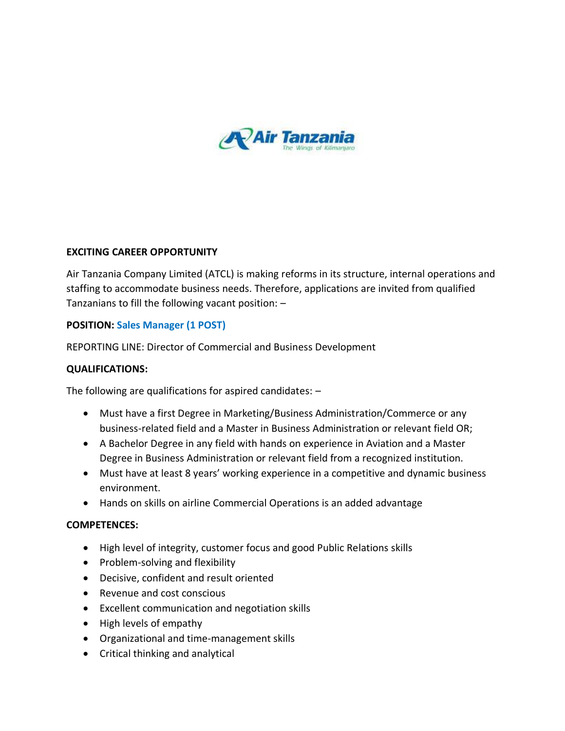**EXCITING CAREER OPPORTUNITY**

Air Tanzania Company Limited (ATCL) is making reforms in its structure, internal operations and staffing to accommodate business needs. Therefore, applications are invited from qualified Tanzanians to fill the following vacant position: –

**POSITION: Sales Manager (1 POST)**

REPORTING LINE: Director of Commercial and Business Development

**QUALIFICATIONS:**

The following are qualifications for aspired candidates: –

- Must have a first Degree in Marketing/Business Administration/Commerce or any business-related field and a Master in Business Administration or relevant field OR;
- A Bachelor Degree in any field with hands on experience in Aviation and a Master Degree in Business Administration or relevant field from a recognized institution.
- Must have at least 8 years' working experience in a competitive and dynamic business environment.
- Hands on skills on airline Commercial Operations is an added advantage

**COMPETENCES:**

- High level of integrity, customer focus and good Public Relations skills
- Problem-solving and flexibility
- Decisive, confident and result oriented
- Revenue and cost conscious
- Excellent communication and negotiation skills
- High levels of empathy
- Organizational and time-management skills
- Critical thinking and analytical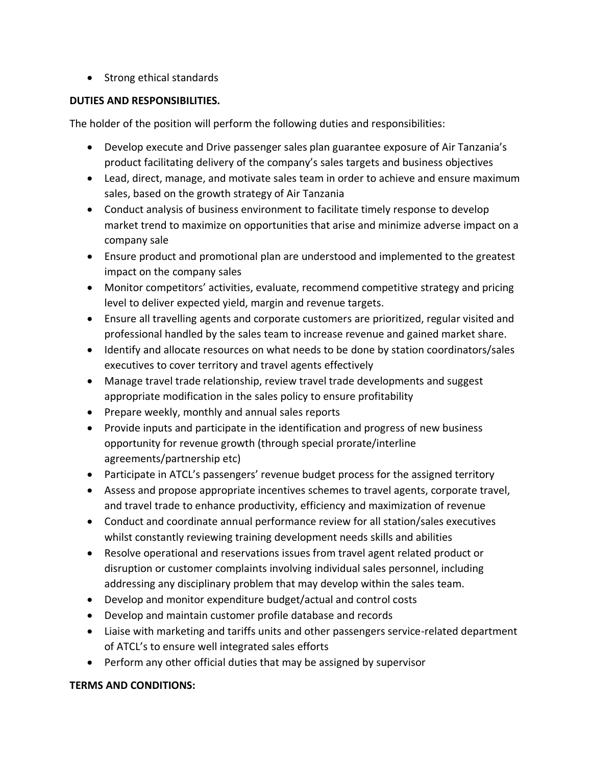- Strong ethical standards

**DUTIES AND RESPONSIBILITIES.**

The holder of the position will perform the following duties and responsibilities:

- Develop execute and Drive passenger sales plan guarantee exposure of Air Tanzania's product facilitating delivery of the company's sales targets and business objectives
- Lead, direct, manage, and motivate sales team in order to achieve and ensure maximum sales, based on the growth strategy of Air Tanzania
- Conduct analysis of business environment to facilitate timely response to develop market trend to maximize on opportunities that arise and minimize adverse impact on a company sale
- Ensure product and promotional plan are understood and implemented to the greatest impact on the company sales
- Monitor competitors' activities, evaluate, recommend competitive strategy and pricing level to deliver expected yield, margin and revenue targets.
- Ensure all travelling agents and corporate customers are prioritized, regular visited and professional handled by the sales team to increase revenue and gained market share.
- Identify and allocate resources on what needs to be done by station coordinators/sales executives to cover territory and travel agents effectively
- Manage travel trade relationship, review travel trade developments and suggest appropriate modification in the sales policy to ensure profitability
- Prepare weekly, monthly and annual sales reports
- Provide inputs and participate in the identification and progress of new business opportunity for revenue growth (through special prorate/interline agreements/partnership etc)
- Participate in ATCL's passengers' revenue budget process for the assigned territory
- Assess and propose appropriate incentives schemes to travel agents, corporate travel, and travel trade to enhance productivity, efficiency and maximization of revenue
- Conduct and coordinate annual performance review for all station/sales executives whilst constantly reviewing training development needs skills and abilities
- Resolve operational and reservations issues from travel agent related product or disruption or customer complaints involving individual sales personnel, including addressing any disciplinary problem that may develop within the sales team.
- Develop and monitor expenditure budget/actual and control costs
- Develop and maintain customer profile database and records
- Liaise with marketing and tariffs units and other passengers service-related department of ATCL's to ensure well integrated sales efforts
- Perform any other official duties that may be assigned by supervisor

**TERMS AND CONDITIONS:**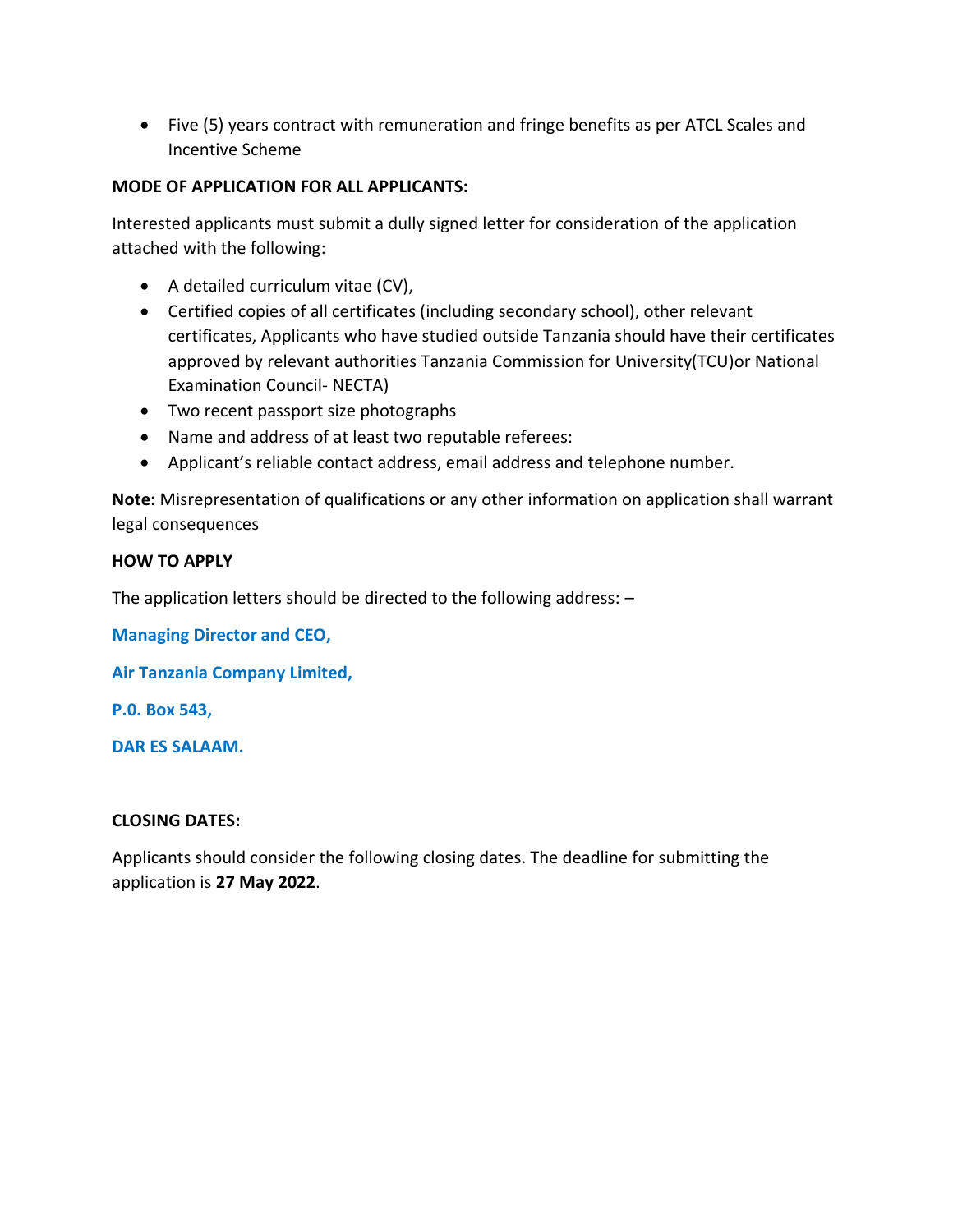- Five (5) years contract with remuneration and fringe benefits as per ATCL Scales and Incentive Scheme

**MODE OF APPLICATION FOR ALL APPLICANTS:**

Interested applicants must submit a dully signed letter for consideration of the application attached with the following:

- A detailed curriculum vitae (CV),
- Certified copies of all certificates (including secondary school), other relevant certificates, Applicants who have studied outside Tanzania should have their certificates approved by relevant authorities Tanzania Commission for University(TCU)or National Examination Council- NECTA)
- Two recent passport size photographs
- Name and address of at least two reputable referees:
- Applicant's reliable contact address, email address and telephone number.

**Note:** Misrepresentation of qualifications or any other information on application shall warrant legal consequences

**HOW TO APPLY**

The application letters should be directed to the following address: –

**Managing Director and CEO,**

**Air Tanzania Company Limited,**

**P.0. Box 543,**

**DAR ES SALAAM.**

**CLOSING DATES:**

Applicants should consider the following closing dates. The deadline for submitting the application is **27 May 2022**.